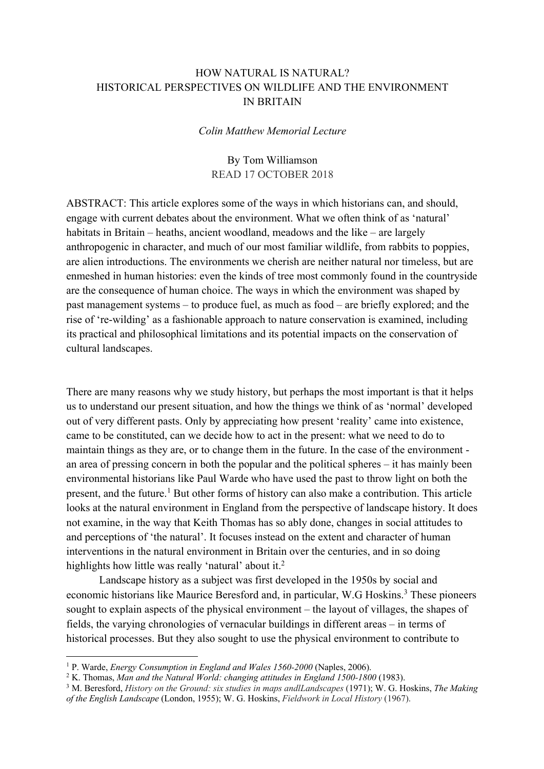# HOW NATURAL IS NATURAL?
# HISTORICAL PERSPECTIVES ON WILDLIFE AND THE ENVIRONMENT IN BRITAIN

*Colin Matthew Memorial Lecture*

By Tom Williamson
READ 17 OCTOBER 2018

ABSTRACT: This article explores some of the ways in which historians can, and should, engage with current debates about the environment. What we often think of as 'natural' habitats in Britain – heaths, ancient woodland, meadows and the like – are largely anthropogenic in character, and much of our most familiar wildlife, from rabbits to poppies, are alien introductions. The environments we cherish are neither natural nor timeless, but are enmeshed in human histories: even the kinds of tree most commonly found in the countryside are the consequence of human choice. The ways in which the environment was shaped by past management systems – to produce fuel, as much as food – are briefly explored; and the rise of 're-wilding' as a fashionable approach to nature conservation is examined, including its practical and philosophical limitations and its potential impacts on the conservation of cultural landscapes.

There are many reasons why we study history, but perhaps the most important is that it helps us to understand our present situation, and how the things we think of as 'normal' developed out of very different pasts. Only by appreciating how present 'reality' came into existence, came to be constituted, can we decide how to act in the present: what we need to do to maintain things as they are, or to change them in the future. In the case of the environment - an area of pressing concern in both the popular and the political spheres – it has mainly been environmental historians like Paul Warde who have used the past to throw light on both the present, and the future.[1] But other forms of history can also make a contribution. This article looks at the natural environment in England from the perspective of landscape history. It does not examine, in the way that Keith Thomas has so ably done, changes in social attitudes to and perceptions of 'the natural'. It focuses instead on the extent and character of human interventions in the natural environment in Britain over the centuries, and in so doing highlights how little was really 'natural' about it.[2]

Landscape history as a subject was first developed in the 1950s by social and economic historians like Maurice Beresford and, in particular, W.G Hoskins.[3] These pioneers sought to explain aspects of the physical environment – the layout of villages, the shapes of fields, the varying chronologies of vernacular buildings in different areas – in terms of historical processes. But they also sought to use the physical environment to contribute to

---

[1] P. Warde, *Energy Consumption in England and Wales 1560-2000* (Naples, 2006).

[2] K. Thomas, *Man and the Natural World: changing attitudes in England 1500-1800* (1983).

[3] M. Beresford, *History on the Ground: six studies in maps andlLandscapes* (1971); W. G. Hoskins, *The Making of the English Landscape* (London, 1955); W. G. Hoskins, *Fieldwork in Local History* (1967).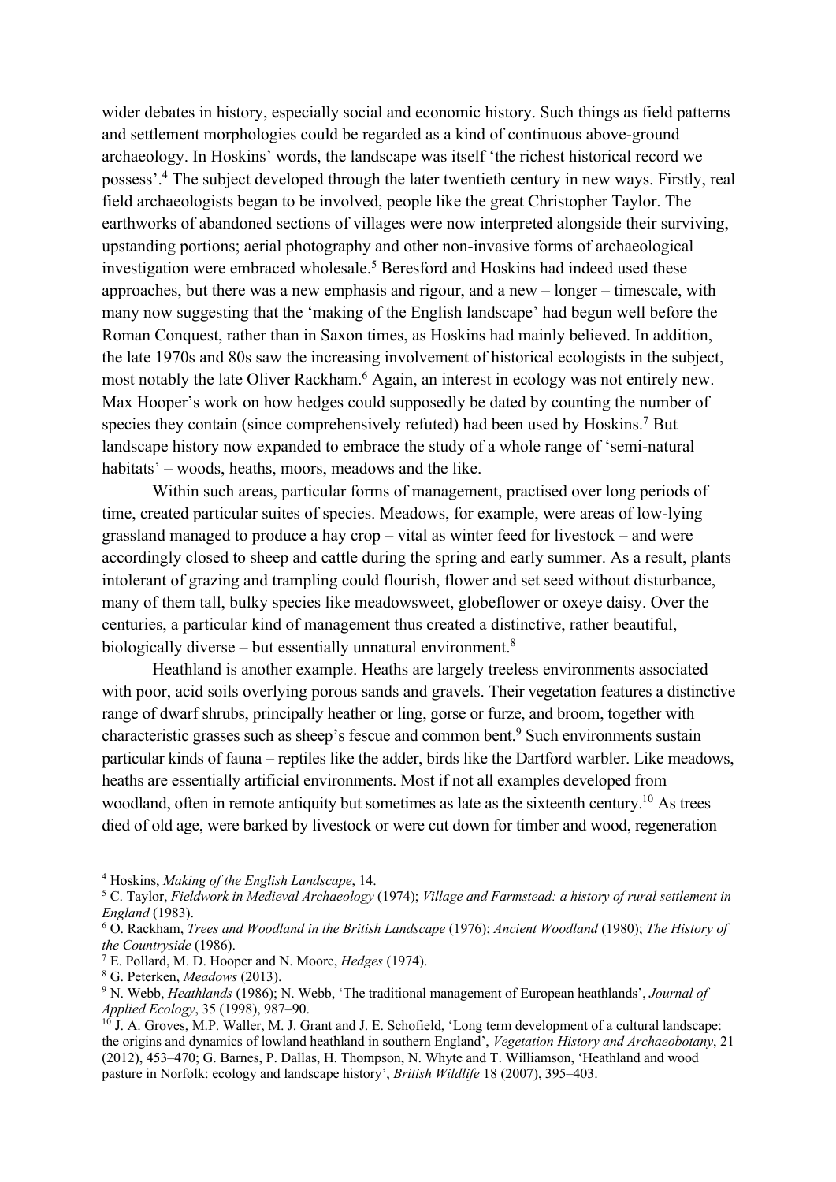wider debates in history, especially social and economic history. Such things as field patterns and settlement morphologies could be regarded as a kind of continuous above-ground archaeology. In Hoskins' words, the landscape was itself 'the richest historical record we possess'.[4] The subject developed through the later twentieth century in new ways. Firstly, real field archaeologists began to be involved, people like the great Christopher Taylor. The earthworks of abandoned sections of villages were now interpreted alongside their surviving, upstanding portions; aerial photography and other non-invasive forms of archaeological investigation were embraced wholesale.[5] Beresford and Hoskins had indeed used these approaches, but there was a new emphasis and rigour, and a new – longer – timescale, with many now suggesting that the 'making of the English landscape' had begun well before the Roman Conquest, rather than in Saxon times, as Hoskins had mainly believed. In addition, the late 1970s and 80s saw the increasing involvement of historical ecologists in the subject, most notably the late Oliver Rackham.[6] Again, an interest in ecology was not entirely new. Max Hooper's work on how hedges could supposedly be dated by counting the number of species they contain (since comprehensively refuted) had been used by Hoskins.[7] But landscape history now expanded to embrace the study of a whole range of 'semi-natural habitats' – woods, heaths, moors, meadows and the like.

Within such areas, particular forms of management, practised over long periods of time, created particular suites of species. Meadows, for example, were areas of low-lying grassland managed to produce a hay crop – vital as winter feed for livestock – and were accordingly closed to sheep and cattle during the spring and early summer. As a result, plants intolerant of grazing and trampling could flourish, flower and set seed without disturbance, many of them tall, bulky species like meadowsweet, globeflower or oxeye daisy. Over the centuries, a particular kind of management thus created a distinctive, rather beautiful, biologically diverse – but essentially unnatural environment.[8]

Heathland is another example. Heaths are largely treeless environments associated with poor, acid soils overlying porous sands and gravels. Their vegetation features a distinctive range of dwarf shrubs, principally heather or ling, gorse or furze, and broom, together with characteristic grasses such as sheep's fescue and common bent.[9] Such environments sustain particular kinds of fauna – reptiles like the adder, birds like the Dartford warbler. Like meadows, heaths are essentially artificial environments. Most if not all examples developed from woodland, often in remote antiquity but sometimes as late as the sixteenth century.[10] As trees died of old age, were barked by livestock or were cut down for timber and wood, regeneration

---

[4] Hoskins, *Making of the English Landscape*, 14.

[5] C. Taylor, *Fieldwork in Medieval Archaeology* (1974); *Village and Farmstead: a history of rural settlement in England* (1983).

[6] O. Rackham, *Trees and Woodland in the British Landscape* (1976); *Ancient Woodland* (1980); *The History of the Countryside* (1986).

[7] E. Pollard, M. D. Hooper and N. Moore, *Hedges* (1974).

[8] G. Peterken, *Meadows* (2013).

[9] N. Webb, *Heathlands* (1986); N. Webb, 'The traditional management of European heathlands', *Journal of Applied Ecology*, 35 (1998), 987–90.

[10] J. A. Groves, M.P. Waller, M. J. Grant and J. E. Schofield, 'Long term development of a cultural landscape: the origins and dynamics of lowland heathland in southern England', *Vegetation History and Archaeobotany*, 21 (2012), 453–470; G. Barnes, P. Dallas, H. Thompson, N. Whyte and T. Williamson, 'Heathland and wood pasture in Norfolk: ecology and landscape history', *British Wildlife* 18 (2007), 395–403.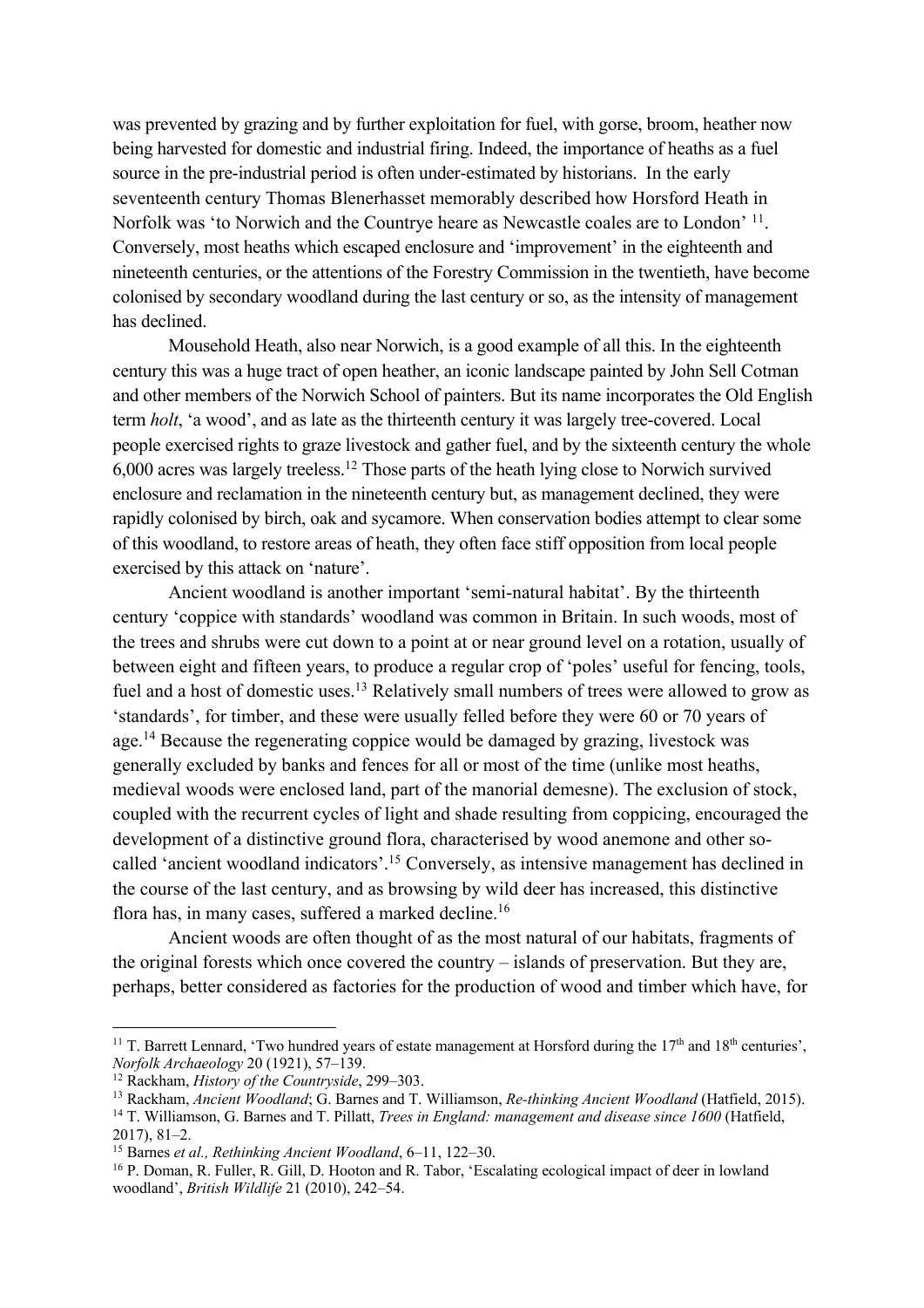was prevented by grazing and by further exploitation for fuel, with gorse, broom, heather now being harvested for domestic and industrial firing. Indeed, the importance of heaths as a fuel source in the pre-industrial period is often under-estimated by historians. In the early seventeenth century Thomas Blenerhasset memorably described how Horsford Heath in Norfolk was 'to Norwich and the Countrye heare as Newcastle coales are to London' [11]. Conversely, most heaths which escaped enclosure and 'improvement' in the eighteenth and nineteenth centuries, or the attentions of the Forestry Commission in the twentieth, have become colonised by secondary woodland during the last century or so, as the intensity of management has declined.

Mousehold Heath, also near Norwich, is a good example of all this. In the eighteenth century this was a huge tract of open heather, an iconic landscape painted by John Sell Cotman and other members of the Norwich School of painters. But its name incorporates the Old English term *holt*, 'a wood', and as late as the thirteenth century it was largely tree-covered. Local people exercised rights to graze livestock and gather fuel, and by the sixteenth century the whole 6,000 acres was largely treeless.[12] Those parts of the heath lying close to Norwich survived enclosure and reclamation in the nineteenth century but, as management declined, they were rapidly colonised by birch, oak and sycamore. When conservation bodies attempt to clear some of this woodland, to restore areas of heath, they often face stiff opposition from local people exercised by this attack on 'nature'.

Ancient woodland is another important 'semi-natural habitat'. By the thirteenth century 'coppice with standards' woodland was common in Britain. In such woods, most of the trees and shrubs were cut down to a point at or near ground level on a rotation, usually of between eight and fifteen years, to produce a regular crop of 'poles' useful for fencing, tools, fuel and a host of domestic uses.[13] Relatively small numbers of trees were allowed to grow as 'standards', for timber, and these were usually felled before they were 60 or 70 years of age.[14] Because the regenerating coppice would be damaged by grazing, livestock was generally excluded by banks and fences for all or most of the time (unlike most heaths, medieval woods were enclosed land, part of the manorial demesne). The exclusion of stock, coupled with the recurrent cycles of light and shade resulting from coppicing, encouraged the development of a distinctive ground flora, characterised by wood anemone and other so-called 'ancient woodland indicators'.[15] Conversely, as intensive management has declined in the course of the last century, and as browsing by wild deer has increased, this distinctive flora has, in many cases, suffered a marked decline.[16]

Ancient woods are often thought of as the most natural of our habitats, fragments of the original forests which once covered the country – islands of preservation. But they are, perhaps, better considered as factories for the production of wood and timber which have, for

---

[11] T. Barrett Lennard, 'Two hundred years of estate management at Horsford during the 17th and 18th centuries', *Norfolk Archaeology* 20 (1921), 57–139.

[12] Rackham, *History of the Countryside*, 299–303.

[13] Rackham, *Ancient Woodland*; G. Barnes and T. Williamson, *Re-thinking Ancient Woodland* (Hatfield, 2015).

[14] T. Williamson, G. Barnes and T. Pillatt, *Trees in England: management and disease since 1600* (Hatfield, 2017), 81–2.

[15] Barnes *et al., Rethinking Ancient Woodland*, 6–11, 122–30.

[16] P. Doman, R. Fuller, R. Gill, D. Hooton and R. Tabor, 'Escalating ecological impact of deer in lowland woodland', *British Wildlife* 21 (2010), 242–54.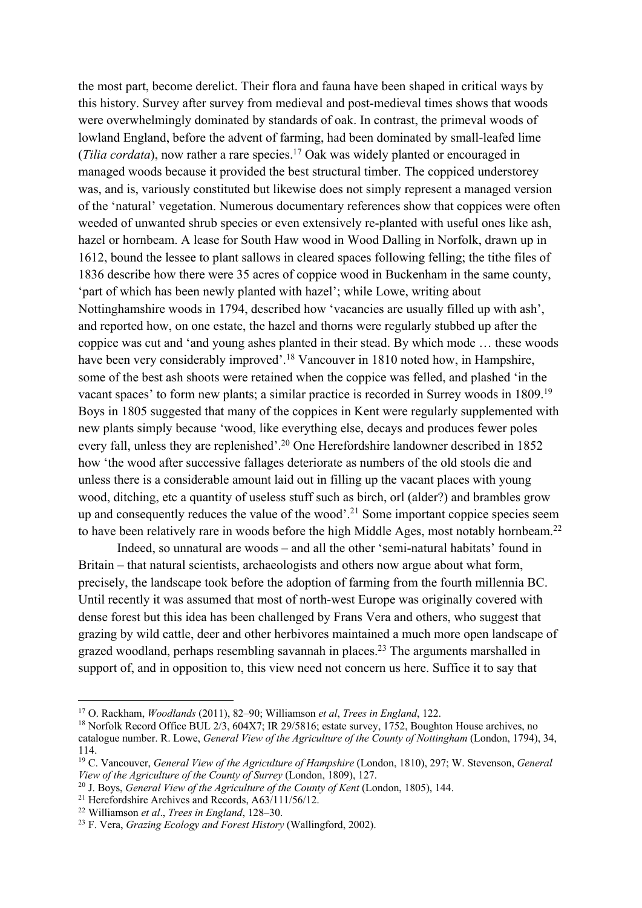the most part, become derelict. Their flora and fauna have been shaped in critical ways by this history. Survey after survey from medieval and post-medieval times shows that woods were overwhelmingly dominated by standards of oak. In contrast, the primeval woods of lowland England, before the advent of farming, had been dominated by small-leafed lime (*Tilia cordata*), now rather a rare species.[17] Oak was widely planted or encouraged in managed woods because it provided the best structural timber. The coppiced understorey was, and is, variously constituted but likewise does not simply represent a managed version of the 'natural' vegetation. Numerous documentary references show that coppices were often weeded of unwanted shrub species or even extensively re-planted with useful ones like ash, hazel or hornbeam. A lease for South Haw wood in Wood Dalling in Norfolk, drawn up in 1612, bound the lessee to plant sallows in cleared spaces following felling; the tithe files of 1836 describe how there were 35 acres of coppice wood in Buckenham in the same county, 'part of which has been newly planted with hazel'; while Lowe, writing about Nottinghamshire woods in 1794, described how 'vacancies are usually filled up with ash', and reported how, on one estate, the hazel and thorns were regularly stubbed up after the coppice was cut and 'and young ashes planted in their stead. By which mode … these woods have been very considerably improved'.[18] Vancouver in 1810 noted how, in Hampshire, some of the best ash shoots were retained when the coppice was felled, and plashed 'in the vacant spaces' to form new plants; a similar practice is recorded in Surrey woods in 1809.[19] Boys in 1805 suggested that many of the coppices in Kent were regularly supplemented with new plants simply because 'wood, like everything else, decays and produces fewer poles every fall, unless they are replenished'.[20] One Herefordshire landowner described in 1852 how 'the wood after successive fallages deteriorate as numbers of the old stools die and unless there is a considerable amount laid out in filling up the vacant places with young wood, ditching, etc a quantity of useless stuff such as birch, orl (alder?) and brambles grow up and consequently reduces the value of the wood'.[21] Some important coppice species seem to have been relatively rare in woods before the high Middle Ages, most notably hornbeam.[22]

Indeed, so unnatural are woods – and all the other 'semi-natural habitats' found in Britain – that natural scientists, archaeologists and others now argue about what form, precisely, the landscape took before the adoption of farming from the fourth millennia BC. Until recently it was assumed that most of north-west Europe was originally covered with dense forest but this idea has been challenged by Frans Vera and others, who suggest that grazing by wild cattle, deer and other herbivores maintained a much more open landscape of grazed woodland, perhaps resembling savannah in places.[23] The arguments marshalled in support of, and in opposition to, this view need not concern us here. Suffice it to say that

---

[17] O. Rackham, *Woodlands* (2011), 82–90; Williamson *et al*, *Trees in England*, 122.

[18] Norfolk Record Office BUL 2/3, 604X7; IR 29/5816; estate survey, 1752, Boughton House archives, no catalogue number. R. Lowe, *General View of the Agriculture of the County of Nottingham* (London, 1794), 34, 114.

[19] C. Vancouver, *General View of the Agriculture of Hampshire* (London, 1810), 297; W. Stevenson, *General View of the Agriculture of the County of Surrey* (London, 1809), 127.

[20] J. Boys, *General View of the Agriculture of the County of Kent* (London, 1805), 144.

[21] Herefordshire Archives and Records, A63/111/56/12.

[22] Williamson *et al*., *Trees in England*, 128–30.

[23] F. Vera, *Grazing Ecology and Forest History* (Wallingford, 2002).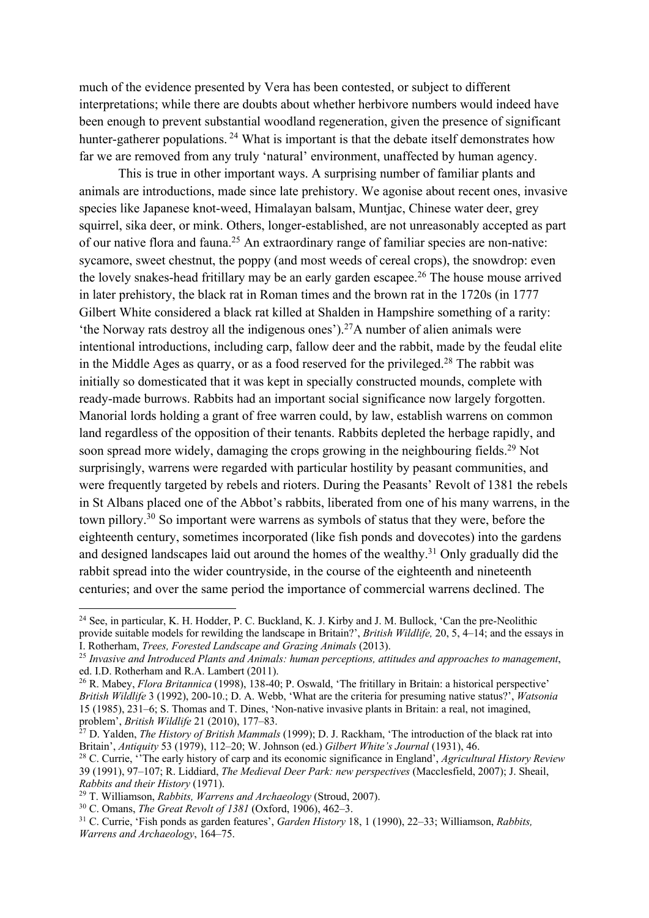much of the evidence presented by Vera has been contested, or subject to different interpretations; while there are doubts about whether herbivore numbers would indeed have been enough to prevent substantial woodland regeneration, given the presence of significant hunter-gatherer populations.[24] What is important is that the debate itself demonstrates how far we are removed from any truly 'natural' environment, unaffected by human agency.

This is true in other important ways. A surprising number of familiar plants and animals are introductions, made since late prehistory. We agonise about recent ones, invasive species like Japanese knot-weed, Himalayan balsam, Muntjac, Chinese water deer, grey squirrel, sika deer, or mink. Others, longer-established, are not unreasonably accepted as part of our native flora and fauna.[25] An extraordinary range of familiar species are non-native: sycamore, sweet chestnut, the poppy (and most weeds of cereal crops), the snowdrop: even the lovely snakes-head fritillary may be an early garden escapee.[26] The house mouse arrived in later prehistory, the black rat in Roman times and the brown rat in the 1720s (in 1777 Gilbert White considered a black rat killed at Shalden in Hampshire something of a rarity: 'the Norway rats destroy all the indigenous ones').[27] A number of alien animals were intentional introductions, including carp, fallow deer and the rabbit, made by the feudal elite in the Middle Ages as quarry, or as a food reserved for the privileged.[28] The rabbit was initially so domesticated that it was kept in specially constructed mounds, complete with ready-made burrows. Rabbits had an important social significance now largely forgotten. Manorial lords holding a grant of free warren could, by law, establish warrens on common land regardless of the opposition of their tenants. Rabbits depleted the herbage rapidly, and soon spread more widely, damaging the crops growing in the neighbouring fields.[29] Not surprisingly, warrens were regarded with particular hostility by peasant communities, and were frequently targeted by rebels and rioters. During the Peasants' Revolt of 1381 the rebels in St Albans placed one of the Abbot's rabbits, liberated from one of his many warrens, in the town pillory.[30] So important were warrens as symbols of status that they were, before the eighteenth century, sometimes incorporated (like fish ponds and dovecotes) into the gardens and designed landscapes laid out around the homes of the wealthy.[31] Only gradually did the rabbit spread into the wider countryside, in the course of the eighteenth and nineteenth centuries; and over the same period the importance of commercial warrens declined. The

---

[24] See, in particular, K. H. Hodder, P. C. Buckland, K. J. Kirby and J. M. Bullock, 'Can the pre-Neolithic provide suitable models for rewilding the landscape in Britain?', *British Wildlife,* 20, 5, 4–14; and the essays in I. Rotherham, *Trees, Forested Landscape and Grazing Animals* (2013).

[25] *Invasive and Introduced Plants and Animals: human perceptions, attitudes and approaches to management*, ed. I.D. Rotherham and R.A. Lambert (2011).

[26] R. Mabey, *Flora Britannica* (1998), 138-40; P. Oswald, 'The fritillary in Britain: a historical perspective' *British Wildlife* 3 (1992), 200-10.; D. A. Webb, 'What are the criteria for presuming native status?', *Watsonia* 15 (1985), 231–6; S. Thomas and T. Dines, 'Non-native invasive plants in Britain: a real, not imagined, problem', *British Wildlife* 21 (2010), 177–83.

[27] D. Yalden, *The History of British Mammals* (1999); D. J. Rackham, 'The introduction of the black rat into Britain', *Antiquity* 53 (1979), 112–20; W. Johnson (ed.) *Gilbert White's Journal* (1931), 46.

[28] C. Currie, ''The early history of carp and its economic significance in England', *Agricultural History Review* 39 (1991), 97–107; R. Liddiard, *The Medieval Deer Park: new perspectives* (Macclesfield, 2007); J. Sheail, *Rabbits and their History* (1971).

[29] T. Williamson, *Rabbits, Warrens and Archaeology* (Stroud, 2007).

[30] C. Omans, *The Great Revolt of 1381* (Oxford, 1906), 462–3.

[31] C. Currie, 'Fish ponds as garden features', *Garden History* 18, 1 (1990), 22–33; Williamson, *Rabbits, Warrens and Archaeology*, 164–75.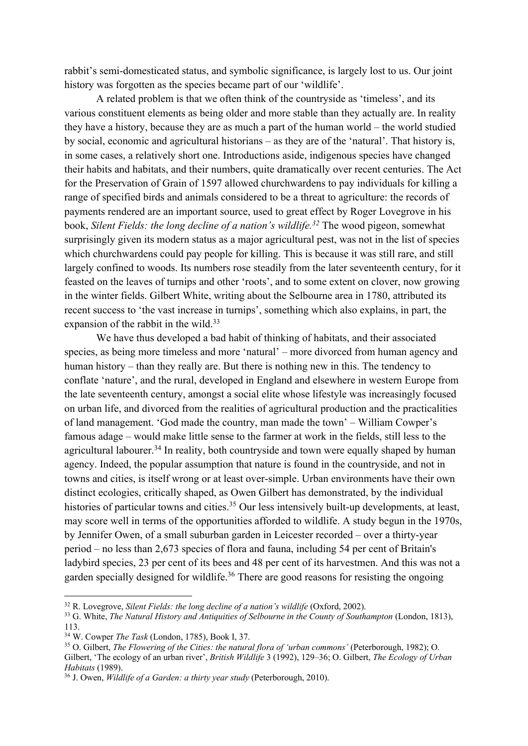rabbit's semi-domesticated status, and symbolic significance, is largely lost to us. Our joint history was forgotten as the species became part of our 'wildlife'.

A related problem is that we often think of the countryside as 'timeless', and its various constituent elements as being older and more stable than they actually are. In reality they have a history, because they are as much a part of the human world – the world studied by social, economic and agricultural historians – as they are of the 'natural'. That history is, in some cases, a relatively short one. Introductions aside, indigenous species have changed their habits and habitats, and their numbers, quite dramatically over recent centuries. The Act for the Preservation of Grain of 1597 allowed churchwardens to pay individuals for killing a range of specified birds and animals considered to be a threat to agriculture: the records of payments rendered are an important source, used to great effect by Roger Lovegrove in his book, *Silent Fields: the long decline of a nation's wildlife.*[32] The wood pigeon, somewhat surprisingly given its modern status as a major agricultural pest, was not in the list of species which churchwardens could pay people for killing. This is because it was still rare, and still largely confined to woods. Its numbers rose steadily from the later seventeenth century, for it feasted on the leaves of turnips and other 'roots', and to some extent on clover, now growing in the winter fields. Gilbert White, writing about the Selbourne area in 1780, attributed its recent success to 'the vast increase in turnips', something which also explains, in part, the expansion of the rabbit in the wild.[33]

We have thus developed a bad habit of thinking of habitats, and their associated species, as being more timeless and more 'natural' – more divorced from human agency and human history – than they really are. But there is nothing new in this. The tendency to conflate 'nature', and the rural, developed in England and elsewhere in western Europe from the late seventeenth century, amongst a social elite whose lifestyle was increasingly focused on urban life, and divorced from the realities of agricultural production and the practicalities of land management. 'God made the country, man made the town' – William Cowper's famous adage – would make little sense to the farmer at work in the fields, still less to the agricultural labourer.[34] In reality, both countryside and town were equally shaped by human agency. Indeed, the popular assumption that nature is found in the countryside, and not in towns and cities, is itself wrong or at least over-simple. Urban environments have their own distinct ecologies, critically shaped, as Owen Gilbert has demonstrated, by the individual histories of particular towns and cities.[35] Our less intensively built-up developments, at least, may score well in terms of the opportunities afforded to wildlife. A study begun in the 1970s, by Jennifer Owen, of a small suburban garden in Leicester recorded – over a thirty-year period – no less than 2,673 species of flora and fauna, including 54 per cent of Britain's ladybird species, 23 per cent of its bees and 48 per cent of its harvestmen. And this was not a garden specially designed for wildlife.[36] There are good reasons for resisting the ongoing

---

[32] R. Lovegrove, *Silent Fields: the long decline of a nation's wildlife* (Oxford, 2002).

[33] G. White, *The Natural History and Antiquities of Selbourne in the County of Southampton* (London, 1813), 113.

[34] W. Cowper *The Task* (London, 1785), Book I, 37.

[35] O. Gilbert, *The Flowering of the Cities: the natural flora of 'urban commons'* (Peterborough, 1982); O. Gilbert, 'The ecology of an urban river', *British Wildlife* 3 (1992), 129–36; O. Gilbert, *The Ecology of Urban Habitats* (1989).

[36] J. Owen, *Wildlife of a Garden: a thirty year study* (Peterborough, 2010).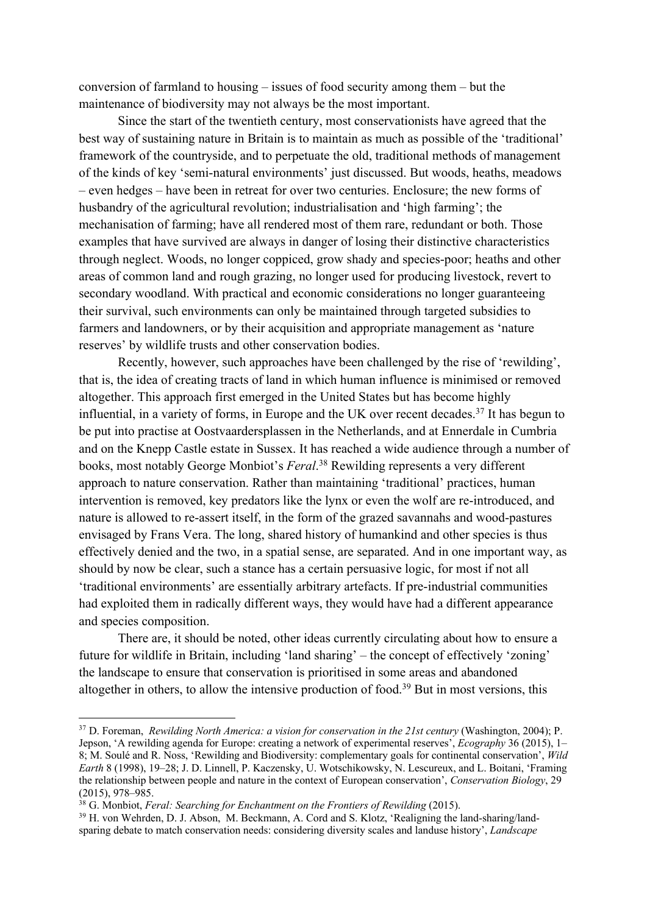conversion of farmland to housing – issues of food security among them – but the maintenance of biodiversity may not always be the most important.

Since the start of the twentieth century, most conservationists have agreed that the best way of sustaining nature in Britain is to maintain as much as possible of the 'traditional' framework of the countryside, and to perpetuate the old, traditional methods of management of the kinds of key 'semi-natural environments' just discussed. But woods, heaths, meadows – even hedges – have been in retreat for over two centuries. Enclosure; the new forms of husbandry of the agricultural revolution; industrialisation and 'high farming'; the mechanisation of farming; have all rendered most of them rare, redundant or both. Those examples that have survived are always in danger of losing their distinctive characteristics through neglect. Woods, no longer coppiced, grow shady and species-poor; heaths and other areas of common land and rough grazing, no longer used for producing livestock, revert to secondary woodland. With practical and economic considerations no longer guaranteeing their survival, such environments can only be maintained through targeted subsidies to farmers and landowners, or by their acquisition and appropriate management as 'nature reserves' by wildlife trusts and other conservation bodies.

Recently, however, such approaches have been challenged by the rise of 'rewilding', that is, the idea of creating tracts of land in which human influence is minimised or removed altogether. This approach first emerged in the United States but has become highly influential, in a variety of forms, in Europe and the UK over recent decades.[37] It has begun to be put into practise at Oostvaardersplassen in the Netherlands, and at Ennerdale in Cumbria and on the Knepp Castle estate in Sussex. It has reached a wide audience through a number of books, most notably George Monbiot's *Feral*.[38] Rewilding represents a very different approach to nature conservation. Rather than maintaining 'traditional' practices, human intervention is removed, key predators like the lynx or even the wolf are re-introduced, and nature is allowed to re-assert itself, in the form of the grazed savannahs and wood-pastures envisaged by Frans Vera. The long, shared history of humankind and other species is thus effectively denied and the two, in a spatial sense, are separated. And in one important way, as should by now be clear, such a stance has a certain persuasive logic, for most if not all 'traditional environments' are essentially arbitrary artefacts. If pre-industrial communities had exploited them in radically different ways, they would have had a different appearance and species composition.

There are, it should be noted, other ideas currently circulating about how to ensure a future for wildlife in Britain, including 'land sharing' – the concept of effectively 'zoning' the landscape to ensure that conservation is prioritised in some areas and abandoned altogether in others, to allow the intensive production of food.[39] But in most versions, this

---

[37] D. Foreman, *Rewilding North America: a vision for conservation in the 21st century* (Washington, 2004); P. Jepson, 'A rewilding agenda for Europe: creating a network of experimental reserves', *Ecography* 36 (2015), 1–8; M. Soulé and R. Noss, 'Rewilding and Biodiversity: complementary goals for continental conservation', *Wild Earth* 8 (1998), 19–28; J. D. Linnell, P. Kaczensky, U. Wotschikowsky, N. Lescureux, and L. Boitani, 'Framing the relationship between people and nature in the context of European conservation', *Conservation Biology*, 29 (2015), 978–985.

[38] G. Monbiot, *Feral: Searching for Enchantment on the Frontiers of Rewilding* (2015).

[39] H. von Wehrden, D. J. Abson, M. Beckmann, A. Cord and S. Klotz, 'Realigning the land-sharing/land-sparing debate to match conservation needs: considering diversity scales and landuse history', *Landscape*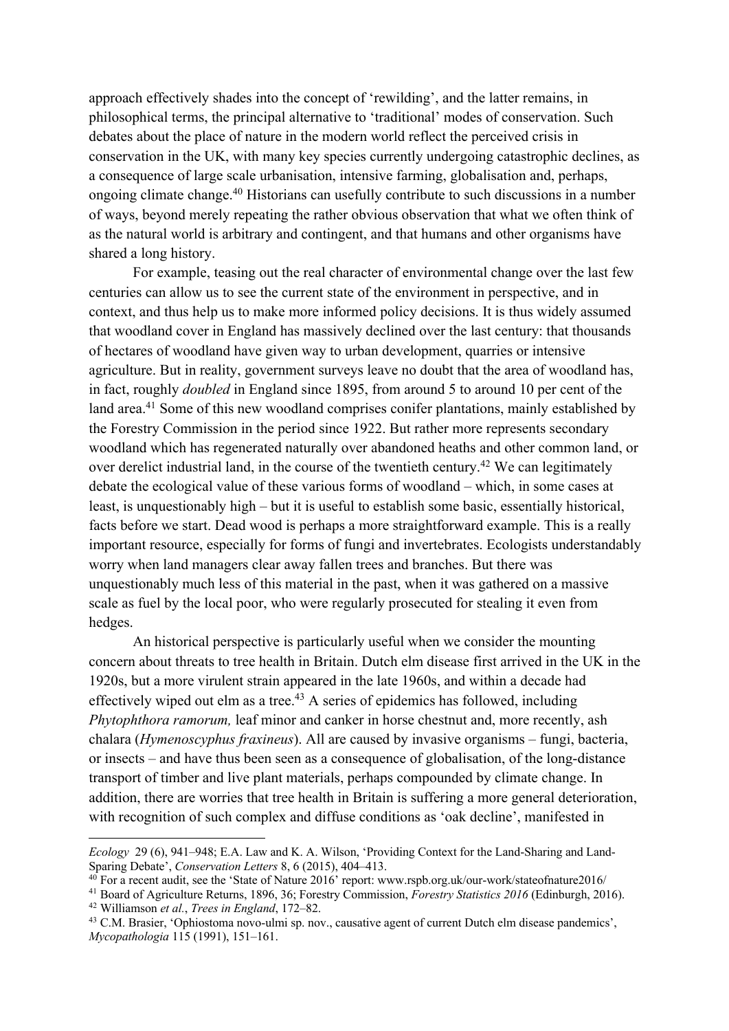approach effectively shades into the concept of 'rewilding', and the latter remains, in philosophical terms, the principal alternative to 'traditional' modes of conservation. Such debates about the place of nature in the modern world reflect the perceived crisis in conservation in the UK, with many key species currently undergoing catastrophic declines, as a consequence of large scale urbanisation, intensive farming, globalisation and, perhaps, ongoing climate change.[40] Historians can usefully contribute to such discussions in a number of ways, beyond merely repeating the rather obvious observation that what we often think of as the natural world is arbitrary and contingent, and that humans and other organisms have shared a long history.

For example, teasing out the real character of environmental change over the last few centuries can allow us to see the current state of the environment in perspective, and in context, and thus help us to make more informed policy decisions. It is thus widely assumed that woodland cover in England has massively declined over the last century: that thousands of hectares of woodland have given way to urban development, quarries or intensive agriculture. But in reality, government surveys leave no doubt that the area of woodland has, in fact, roughly *doubled* in England since 1895, from around 5 to around 10 per cent of the land area.[41] Some of this new woodland comprises conifer plantations, mainly established by the Forestry Commission in the period since 1922. But rather more represents secondary woodland which has regenerated naturally over abandoned heaths and other common land, or over derelict industrial land, in the course of the twentieth century.[42] We can legitimately debate the ecological value of these various forms of woodland – which, in some cases at least, is unquestionably high – but it is useful to establish some basic, essentially historical, facts before we start. Dead wood is perhaps a more straightforward example. This is a really important resource, especially for forms of fungi and invertebrates. Ecologists understandably worry when land managers clear away fallen trees and branches. But there was unquestionably much less of this material in the past, when it was gathered on a massive scale as fuel by the local poor, who were regularly prosecuted for stealing it even from hedges.

An historical perspective is particularly useful when we consider the mounting concern about threats to tree health in Britain. Dutch elm disease first arrived in the UK in the 1920s, but a more virulent strain appeared in the late 1960s, and within a decade had effectively wiped out elm as a tree.[43] A series of epidemics has followed, including *Phytophthora ramorum,* leaf minor and canker in horse chestnut and, more recently, ash chalara (*Hymenoscyphus fraxineus*). All are caused by invasive organisms – fungi, bacteria, or insects – and have thus been seen as a consequence of globalisation, of the long-distance transport of timber and live plant materials, perhaps compounded by climate change. In addition, there are worries that tree health in Britain is suffering a more general deterioration, with recognition of such complex and diffuse conditions as 'oak decline', manifested in

---

*Ecology* 29 (6), 941–948; E.A. Law and K. A. Wilson, 'Providing Context for the Land-Sharing and Land-Sparing Debate', *Conservation Letters* 8, 6 (2015), 404–413.

[40] For a recent audit, see the 'State of Nature 2016' report: www.rspb.org.uk/our-work/stateofnature2016/

[41] Board of Agriculture Returns, 1896, 36; Forestry Commission, *Forestry Statistics 2016* (Edinburgh, 2016).

[42] Williamson *et al.*, *Trees in England*, 172–82.

[43] C.M. Brasier, 'Ophiostoma novo-ulmi sp. nov., causative agent of current Dutch elm disease pandemics', *Mycopathologia* 115 (1991), 151–161.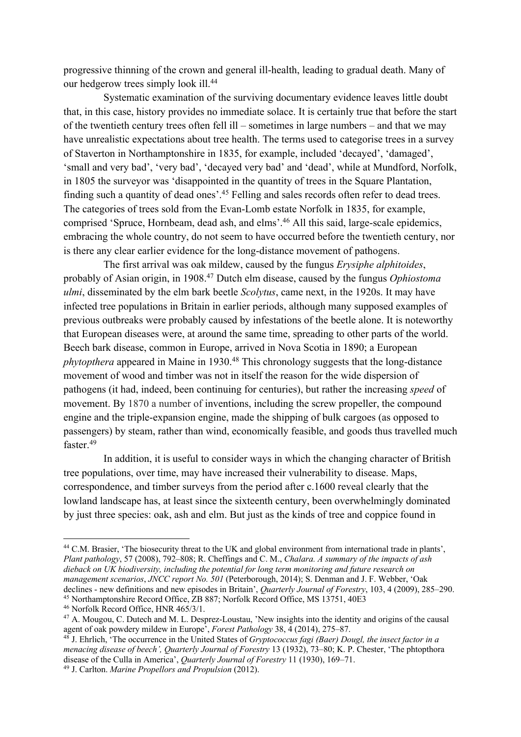progressive thinning of the crown and general ill-health, leading to gradual death. Many of our hedgerow trees simply look ill.[44]

Systematic examination of the surviving documentary evidence leaves little doubt that, in this case, history provides no immediate solace. It is certainly true that before the start of the twentieth century trees often fell ill – sometimes in large numbers – and that we may have unrealistic expectations about tree health. The terms used to categorise trees in a survey of Staverton in Northamptonshire in 1835, for example, included 'decayed', 'damaged', 'small and very bad', 'very bad', 'decayed very bad' and 'dead', while at Mundford, Norfolk, in 1805 the surveyor was 'disappointed in the quantity of trees in the Square Plantation, finding such a quantity of dead ones'.[45] Felling and sales records often refer to dead trees. The categories of trees sold from the Evan-Lomb estate Norfolk in 1835, for example, comprised 'Spruce, Hornbeam, dead ash, and elms'.[46] All this said, large-scale epidemics, embracing the whole country, do not seem to have occurred before the twentieth century, nor is there any clear earlier evidence for the long-distance movement of pathogens.

The first arrival was oak mildew, caused by the fungus *Erysiphe alphitoides*, probably of Asian origin, in 1908.[47] Dutch elm disease, caused by the fungus *Ophiostoma ulmi*, disseminated by the elm bark beetle *Scolytus*, came next, in the 1920s. It may have infected tree populations in Britain in earlier periods, although many supposed examples of previous outbreaks were probably caused by infestations of the beetle alone. It is noteworthy that European diseases were, at around the same time, spreading to other parts of the world. Beech bark disease, common in Europe, arrived in Nova Scotia in 1890; a European *phytopthera* appeared in Maine in 1930.[48] This chronology suggests that the long-distance movement of wood and timber was not in itself the reason for the wide dispersion of pathogens (it had, indeed, been continuing for centuries), but rather the increasing *speed* of movement. By 1870 a number of inventions, including the screw propeller, the compound engine and the triple-expansion engine, made the shipping of bulk cargoes (as opposed to passengers) by steam, rather than wind, economically feasible, and goods thus travelled much faster.[49]

In addition, it is useful to consider ways in which the changing character of British tree populations, over time, may have increased their vulnerability to disease. Maps, correspondence, and timber surveys from the period after c.1600 reveal clearly that the lowland landscape has, at least since the sixteenth century, been overwhelmingly dominated by just three species: oak, ash and elm. But just as the kinds of tree and coppice found in

---

[44] C.M. Brasier, 'The biosecurity threat to the UK and global environment from international trade in plants', *Plant pathology*, 57 (2008), 792–808; R. Cheffings and C. M., *Chalara. A summary of the impacts of ash dieback on UK biodiversity, including the potential for long term monitoring and future research on management scenarios*, *JNCC report No. 501* (Peterborough, 2014); S. Denman and J. F. Webber, 'Oak declines - new definitions and new episodes in Britain', *Quarterly Journal of Forestry*, 103, 4 (2009), 285–290.

[45] Northamptonshire Record Office, ZB 887; Norfolk Record Office, MS 13751, 40E3

[46] Norfolk Record Office, HNR 465/3/1.

[47] A. Mougou, C. Dutech and M. L. Desprez-Loustau, 'New insights into the identity and origins of the causal agent of oak powdery mildew in Europe', *Forest Pathology* 38, 4 (2014), 275–87.

[48] J. Ehrlich, 'The occurrence in the United States of *Gryptococcus fagi (Baer) Dougl, the insect factor in a menacing disease of beech'*, *Quarterly Journal of Forestry* 13 (1932), 73–80; K. P. Chester, 'The phtopthora disease of the Culla in America', *Quarterly Journal of Forestry* 11 (1930), 169–71.

[49] J. Carlton. *Marine Propellors and Propulsion* (2012).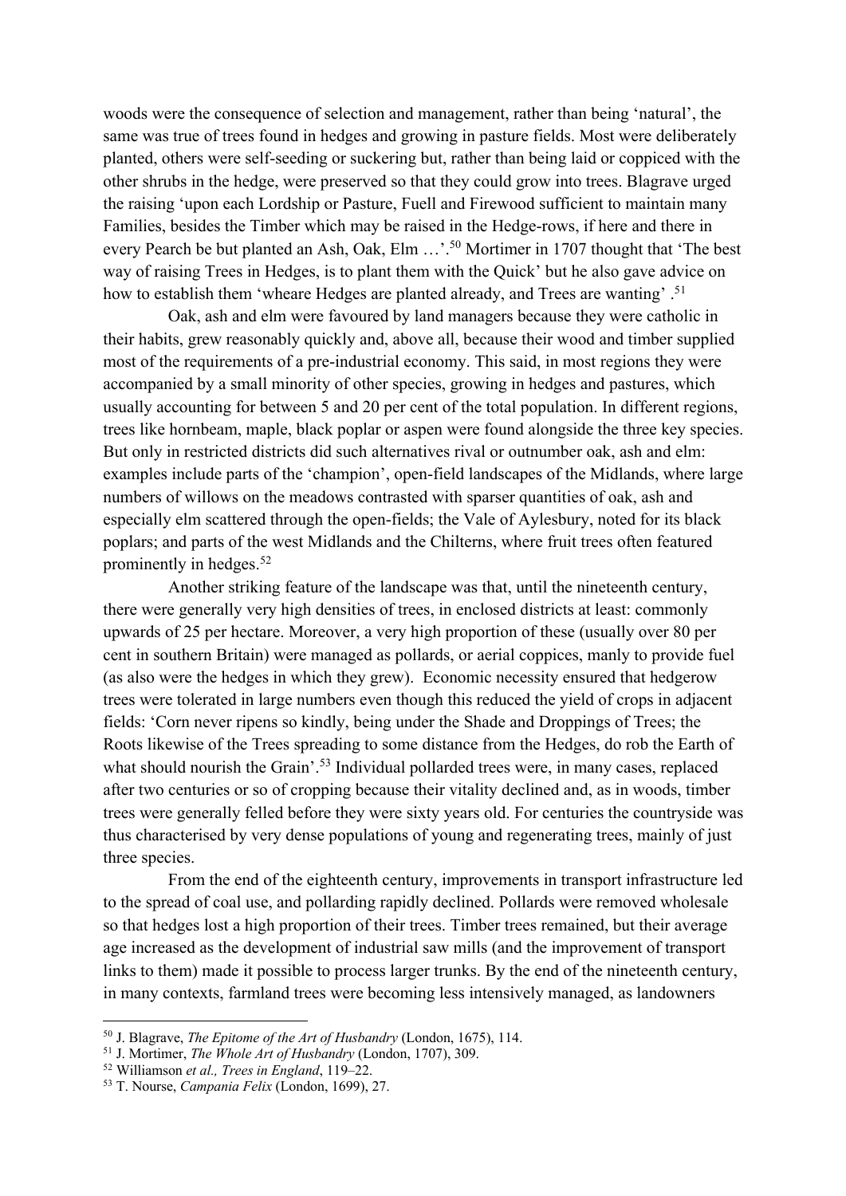woods were the consequence of selection and management, rather than being 'natural', the same was true of trees found in hedges and growing in pasture fields. Most were deliberately planted, others were self-seeding or suckering but, rather than being laid or coppiced with the other shrubs in the hedge, were preserved so that they could grow into trees. Blagrave urged the raising 'upon each Lordship or Pasture, Fuell and Firewood sufficient to maintain many Families, besides the Timber which may be raised in the Hedge-rows, if here and there in every Pearch be but planted an Ash, Oak, Elm …'.[50] Mortimer in 1707 thought that 'The best way of raising Trees in Hedges, is to plant them with the Quick' but he also gave advice on how to establish them 'wheare Hedges are planted already, and Trees are wanting' .[51]

Oak, ash and elm were favoured by land managers because they were catholic in their habits, grew reasonably quickly and, above all, because their wood and timber supplied most of the requirements of a pre-industrial economy. This said, in most regions they were accompanied by a small minority of other species, growing in hedges and pastures, which usually accounting for between 5 and 20 per cent of the total population. In different regions, trees like hornbeam, maple, black poplar or aspen were found alongside the three key species. But only in restricted districts did such alternatives rival or outnumber oak, ash and elm: examples include parts of the 'champion', open-field landscapes of the Midlands, where large numbers of willows on the meadows contrasted with sparser quantities of oak, ash and especially elm scattered through the open-fields; the Vale of Aylesbury, noted for its black poplars; and parts of the west Midlands and the Chilterns, where fruit trees often featured prominently in hedges.[52]

Another striking feature of the landscape was that, until the nineteenth century, there were generally very high densities of trees, in enclosed districts at least: commonly upwards of 25 per hectare. Moreover, a very high proportion of these (usually over 80 per cent in southern Britain) were managed as pollards, or aerial coppices, manly to provide fuel (as also were the hedges in which they grew). Economic necessity ensured that hedgerow trees were tolerated in large numbers even though this reduced the yield of crops in adjacent fields: 'Corn never ripens so kindly, being under the Shade and Droppings of Trees; the Roots likewise of the Trees spreading to some distance from the Hedges, do rob the Earth of what should nourish the Grain'.[53] Individual pollarded trees were, in many cases, replaced after two centuries or so of cropping because their vitality declined and, as in woods, timber trees were generally felled before they were sixty years old. For centuries the countryside was thus characterised by very dense populations of young and regenerating trees, mainly of just three species.

From the end of the eighteenth century, improvements in transport infrastructure led to the spread of coal use, and pollarding rapidly declined. Pollards were removed wholesale so that hedges lost a high proportion of their trees. Timber trees remained, but their average age increased as the development of industrial saw mills (and the improvement of transport links to them) made it possible to process larger trunks. By the end of the nineteenth century, in many contexts, farmland trees were becoming less intensively managed, as landowners

---

[50] J. Blagrave, *The Epitome of the Art of Husbandry* (London, 1675), 114.

[51] J. Mortimer, *The Whole Art of Husbandry* (London, 1707), 309.

[52] Williamson *et al., Trees in England*, 119–22.

[53] T. Nourse, *Campania Felix* (London, 1699), 27.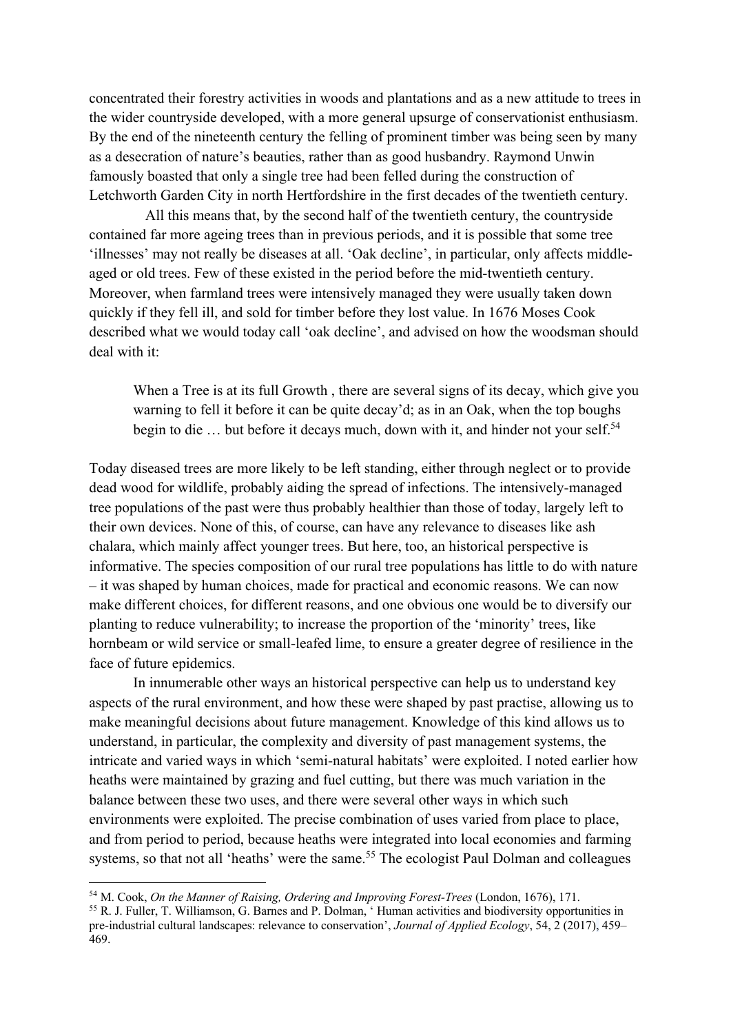concentrated their forestry activities in woods and plantations and as a new attitude to trees in the wider countryside developed, with a more general upsurge of conservationist enthusiasm. By the end of the nineteenth century the felling of prominent timber was being seen by many as a desecration of nature's beauties, rather than as good husbandry. Raymond Unwin famously boasted that only a single tree had been felled during the construction of Letchworth Garden City in north Hertfordshire in the first decades of the twentieth century.

All this means that, by the second half of the twentieth century, the countryside contained far more ageing trees than in previous periods, and it is possible that some tree 'illnesses' may not really be diseases at all. 'Oak decline', in particular, only affects middle-aged or old trees. Few of these existed in the period before the mid-twentieth century. Moreover, when farmland trees were intensively managed they were usually taken down quickly if they fell ill, and sold for timber before they lost value. In 1676 Moses Cook described what we would today call 'oak decline', and advised on how the woodsman should deal with it:

> When a Tree is at its full Growth , there are several signs of its decay, which give you warning to fell it before it can be quite decay'd; as in an Oak, when the top boughs begin to die … but before it decays much, down with it, and hinder not your self.[54]

Today diseased trees are more likely to be left standing, either through neglect or to provide dead wood for wildlife, probably aiding the spread of infections. The intensively-managed tree populations of the past were thus probably healthier than those of today, largely left to their own devices. None of this, of course, can have any relevance to diseases like ash chalara, which mainly affect younger trees. But here, too, an historical perspective is informative. The species composition of our rural tree populations has little to do with nature – it was shaped by human choices, made for practical and economic reasons. We can now make different choices, for different reasons, and one obvious one would be to diversify our planting to reduce vulnerability; to increase the proportion of the 'minority' trees, like hornbeam or wild service or small-leafed lime, to ensure a greater degree of resilience in the face of future epidemics.

In innumerable other ways an historical perspective can help us to understand key aspects of the rural environment, and how these were shaped by past practise, allowing us to make meaningful decisions about future management. Knowledge of this kind allows us to understand, in particular, the complexity and diversity of past management systems, the intricate and varied ways in which 'semi-natural habitats' were exploited. I noted earlier how heaths were maintained by grazing and fuel cutting, but there was much variation in the balance between these two uses, and there were several other ways in which such environments were exploited. The precise combination of uses varied from place to place, and from period to period, because heaths were integrated into local economies and farming systems, so that not all 'heaths' were the same.[55] The ecologist Paul Dolman and colleagues

---

[54] M. Cook, *On the Manner of Raising, Ordering and Improving Forest-Trees* (London, 1676), 171.

[55] R. J. Fuller, T. Williamson, G. Barnes and P. Dolman, ' Human activities and biodiversity opportunities in pre-industrial cultural landscapes: relevance to conservation', *Journal of Applied Ecology*, 54, 2 (2017), 459–469.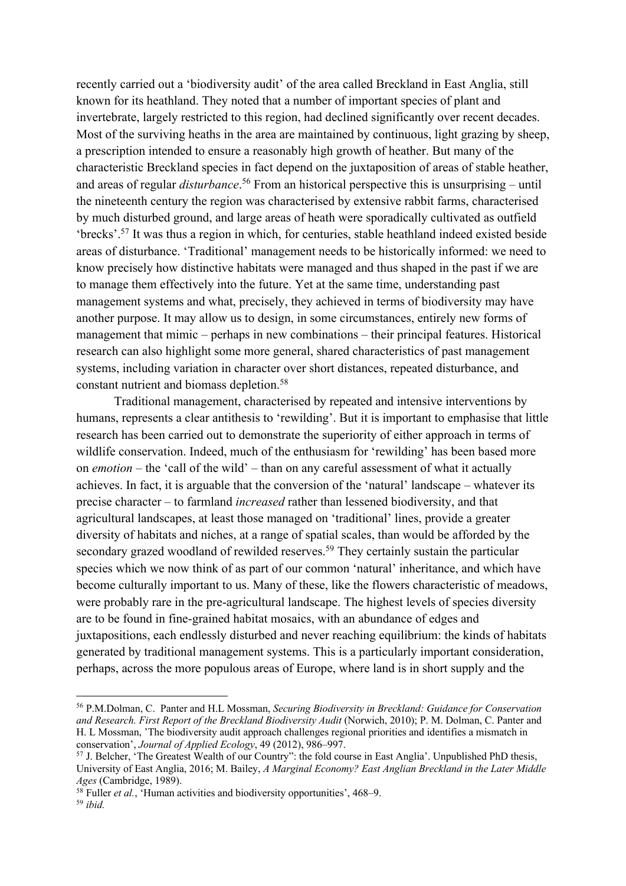recently carried out a 'biodiversity audit' of the area called Breckland in East Anglia, still known for its heathland. They noted that a number of important species of plant and invertebrate, largely restricted to this region, had declined significantly over recent decades. Most of the surviving heaths in the area are maintained by continuous, light grazing by sheep, a prescription intended to ensure a reasonably high growth of heather. But many of the characteristic Breckland species in fact depend on the juxtaposition of areas of stable heather, and areas of regular *disturbance*.[56] From an historical perspective this is unsurprising – until the nineteenth century the region was characterised by extensive rabbit farms, characterised by much disturbed ground, and large areas of heath were sporadically cultivated as outfield 'brecks'.[57] It was thus a region in which, for centuries, stable heathland indeed existed beside areas of disturbance. 'Traditional' management needs to be historically informed: we need to know precisely how distinctive habitats were managed and thus shaped in the past if we are to manage them effectively into the future. Yet at the same time, understanding past management systems and what, precisely, they achieved in terms of biodiversity may have another purpose. It may allow us to design, in some circumstances, entirely new forms of management that mimic – perhaps in new combinations – their principal features. Historical research can also highlight some more general, shared characteristics of past management systems, including variation in character over short distances, repeated disturbance, and constant nutrient and biomass depletion.[58]

Traditional management, characterised by repeated and intensive interventions by humans, represents a clear antithesis to 'rewilding'. But it is important to emphasise that little research has been carried out to demonstrate the superiority of either approach in terms of wildlife conservation. Indeed, much of the enthusiasm for 'rewilding' has been based more on *emotion* – the 'call of the wild' – than on any careful assessment of what it actually achieves. In fact, it is arguable that the conversion of the 'natural' landscape – whatever its precise character – to farmland *increased* rather than lessened biodiversity, and that agricultural landscapes, at least those managed on 'traditional' lines, provide a greater diversity of habitats and niches, at a range of spatial scales, than would be afforded by the secondary grazed woodland of rewilded reserves.[59] They certainly sustain the particular species which we now think of as part of our common 'natural' inheritance, and which have become culturally important to us. Many of these, like the flowers characteristic of meadows, were probably rare in the pre-agricultural landscape. The highest levels of species diversity are to be found in fine-grained habitat mosaics, with an abundance of edges and juxtapositions, each endlessly disturbed and never reaching equilibrium: the kinds of habitats generated by traditional management systems. This is a particularly important consideration, perhaps, across the more populous areas of Europe, where land is in short supply and the

---

[56] P.M.Dolman, C. Panter and H.L Mossman, *Securing Biodiversity in Breckland: Guidance for Conservation and Research. First Report of the Breckland Biodiversity Audit* (Norwich, 2010); P. M. Dolman, C. Panter and H. L Mossman, 'The biodiversity audit approach challenges regional priorities and identifies a mismatch in conservation', *Journal of Applied Ecology*, 49 (2012), 986–997.

[57] J. Belcher, 'The Greatest Wealth of our Country": the fold course in East Anglia'. Unpublished PhD thesis, University of East Anglia, 2016; M. Bailey, *A Marginal Economy? East Anglian Breckland in the Later Middle Ages* (Cambridge, 1989).

[58] Fuller *et al.*, 'Human activities and biodiversity opportunities', 468–9.

[59] *ibid.*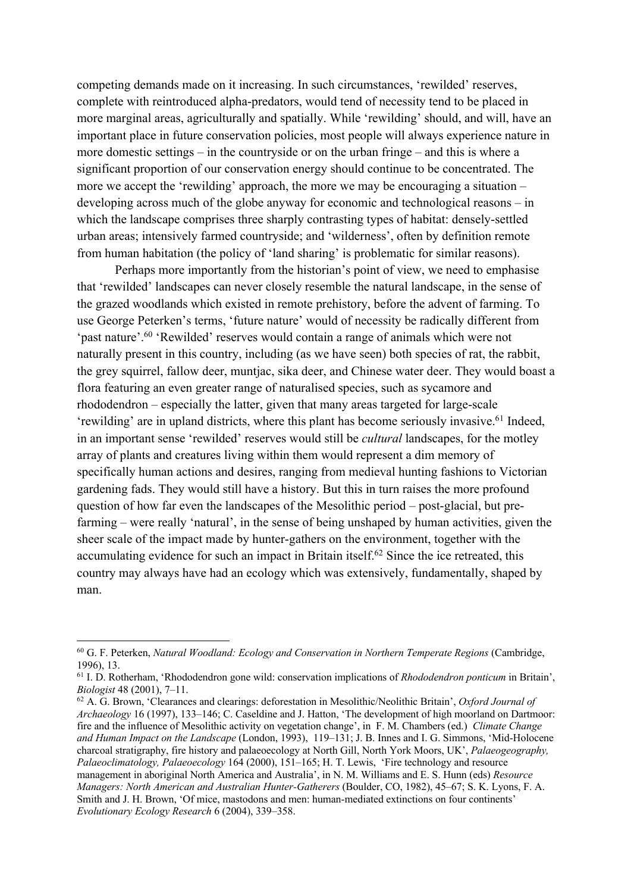competing demands made on it increasing. In such circumstances, 'rewilded' reserves, complete with reintroduced alpha-predators, would tend of necessity tend to be placed in more marginal areas, agriculturally and spatially. While 'rewilding' should, and will, have an important place in future conservation policies, most people will always experience nature in more domestic settings – in the countryside or on the urban fringe – and this is where a significant proportion of our conservation energy should continue to be concentrated. The more we accept the 'rewilding' approach, the more we may be encouraging a situation – developing across much of the globe anyway for economic and technological reasons – in which the landscape comprises three sharply contrasting types of habitat: densely-settled urban areas; intensively farmed countryside; and 'wilderness', often by definition remote from human habitation (the policy of 'land sharing' is problematic for similar reasons).

Perhaps more importantly from the historian's point of view, we need to emphasise that 'rewilded' landscapes can never closely resemble the natural landscape, in the sense of the grazed woodlands which existed in remote prehistory, before the advent of farming. To use George Peterken's terms, 'future nature' would of necessity be radically different from 'past nature'.[60] 'Rewilded' reserves would contain a range of animals which were not naturally present in this country, including (as we have seen) both species of rat, the rabbit, the grey squirrel, fallow deer, muntjac, sika deer, and Chinese water deer. They would boast a flora featuring an even greater range of naturalised species, such as sycamore and rhododendron – especially the latter, given that many areas targeted for large-scale 'rewilding' are in upland districts, where this plant has become seriously invasive.[61] Indeed, in an important sense 'rewilded' reserves would still be *cultural* landscapes, for the motley array of plants and creatures living within them would represent a dim memory of specifically human actions and desires, ranging from medieval hunting fashions to Victorian gardening fads. They would still have a history. But this in turn raises the more profound question of how far even the landscapes of the Mesolithic period – post-glacial, but pre-farming – were really 'natural', in the sense of being unshaped by human activities, given the sheer scale of the impact made by hunter-gathers on the environment, together with the accumulating evidence for such an impact in Britain itself.[62] Since the ice retreated, this country may always have had an ecology which was extensively, fundamentally, shaped by man.

---

[60] G. F. Peterken, *Natural Woodland: Ecology and Conservation in Northern Temperate Regions* (Cambridge, 1996), 13.

[61] I. D. Rotherham, 'Rhododendron gone wild: conservation implications of *Rhododendron ponticum* in Britain', *Biologist* 48 (2001), 7–11.

[62] A. G. Brown, 'Clearances and clearings: deforestation in Mesolithic/Neolithic Britain', *Oxford Journal of Archaeology* 16 (1997), 133–146; C. Caseldine and J. Hatton, 'The development of high moorland on Dartmoor: fire and the influence of Mesolithic activity on vegetation change', in F. M. Chambers (ed.) *Climate Change and Human Impact on the Landscape* (London, 1993), 119–131; J. B. Innes and I. G. Simmons, 'Mid-Holocene charcoal stratigraphy, fire history and palaeoecology at North Gill, North York Moors, UK', *Palaeogeography, Palaeoclimatology, Palaeoecology* 164 (2000), 151–165; H. T. Lewis, 'Fire technology and resource management in aboriginal North America and Australia', in N. M. Williams and E. S. Hunn (eds) *Resource Managers: North American and Australian Hunter-Gatherers* (Boulder, CO, 1982), 45–67; S. K. Lyons, F. A. Smith and J. H. Brown, 'Of mice, mastodons and men: human-mediated extinctions on four continents' *Evolutionary Ecology Research* 6 (2004), 339–358.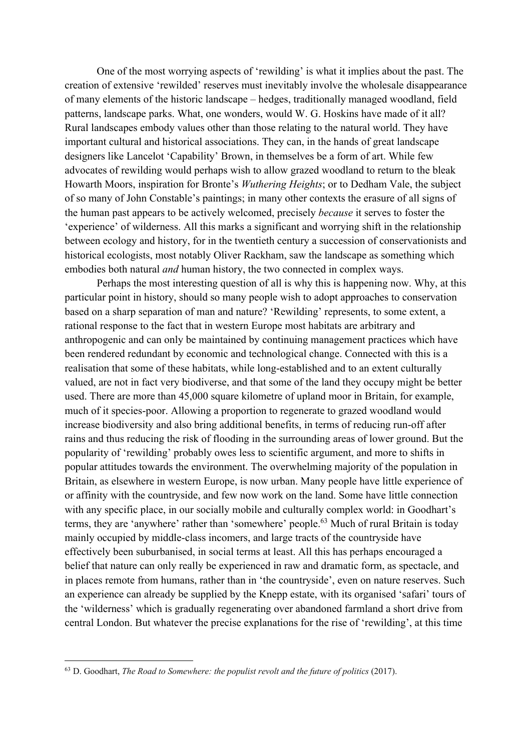One of the most worrying aspects of 'rewilding' is what it implies about the past. The creation of extensive 'rewilded' reserves must inevitably involve the wholesale disappearance of many elements of the historic landscape – hedges, traditionally managed woodland, field patterns, landscape parks. What, one wonders, would W. G. Hoskins have made of it all? Rural landscapes embody values other than those relating to the natural world. They have important cultural and historical associations. They can, in the hands of great landscape designers like Lancelot 'Capability' Brown, in themselves be a form of art. While few advocates of rewilding would perhaps wish to allow grazed woodland to return to the bleak Howarth Moors, inspiration for Bronte's *Wuthering Heights*; or to Dedham Vale, the subject of so many of John Constable's paintings; in many other contexts the erasure of all signs of the human past appears to be actively welcomed, precisely *because* it serves to foster the 'experience' of wilderness. All this marks a significant and worrying shift in the relationship between ecology and history, for in the twentieth century a succession of conservationists and historical ecologists, most notably Oliver Rackham, saw the landscape as something which embodies both natural *and* human history, the two connected in complex ways.

Perhaps the most interesting question of all is why this is happening now. Why, at this particular point in history, should so many people wish to adopt approaches to conservation based on a sharp separation of man and nature? 'Rewilding' represents, to some extent, a rational response to the fact that in western Europe most habitats are arbitrary and anthropogenic and can only be maintained by continuing management practices which have been rendered redundant by economic and technological change. Connected with this is a realisation that some of these habitats, while long-established and to an extent culturally valued, are not in fact very biodiverse, and that some of the land they occupy might be better used. There are more than 45,000 square kilometre of upland moor in Britain, for example, much of it species-poor. Allowing a proportion to regenerate to grazed woodland would increase biodiversity and also bring additional benefits, in terms of reducing run-off after rains and thus reducing the risk of flooding in the surrounding areas of lower ground. But the popularity of 'rewilding' probably owes less to scientific argument, and more to shifts in popular attitudes towards the environment. The overwhelming majority of the population in Britain, as elsewhere in western Europe, is now urban. Many people have little experience of or affinity with the countryside, and few now work on the land. Some have little connection with any specific place, in our socially mobile and culturally complex world: in Goodhart's terms, they are 'anywhere' rather than 'somewhere' people.[63] Much of rural Britain is today mainly occupied by middle-class incomers, and large tracts of the countryside have effectively been suburbanised, in social terms at least. All this has perhaps encouraged a belief that nature can only really be experienced in raw and dramatic form, as spectacle, and in places remote from humans, rather than in 'the countryside', even on nature reserves. Such an experience can already be supplied by the Knepp estate, with its organised 'safari' tours of the 'wilderness' which is gradually regenerating over abandoned farmland a short drive from central London. But whatever the precise explanations for the rise of 'rewilding', at this time

[63] D. Goodhart, *The Road to Somewhere: the populist revolt and the future of politics* (2017).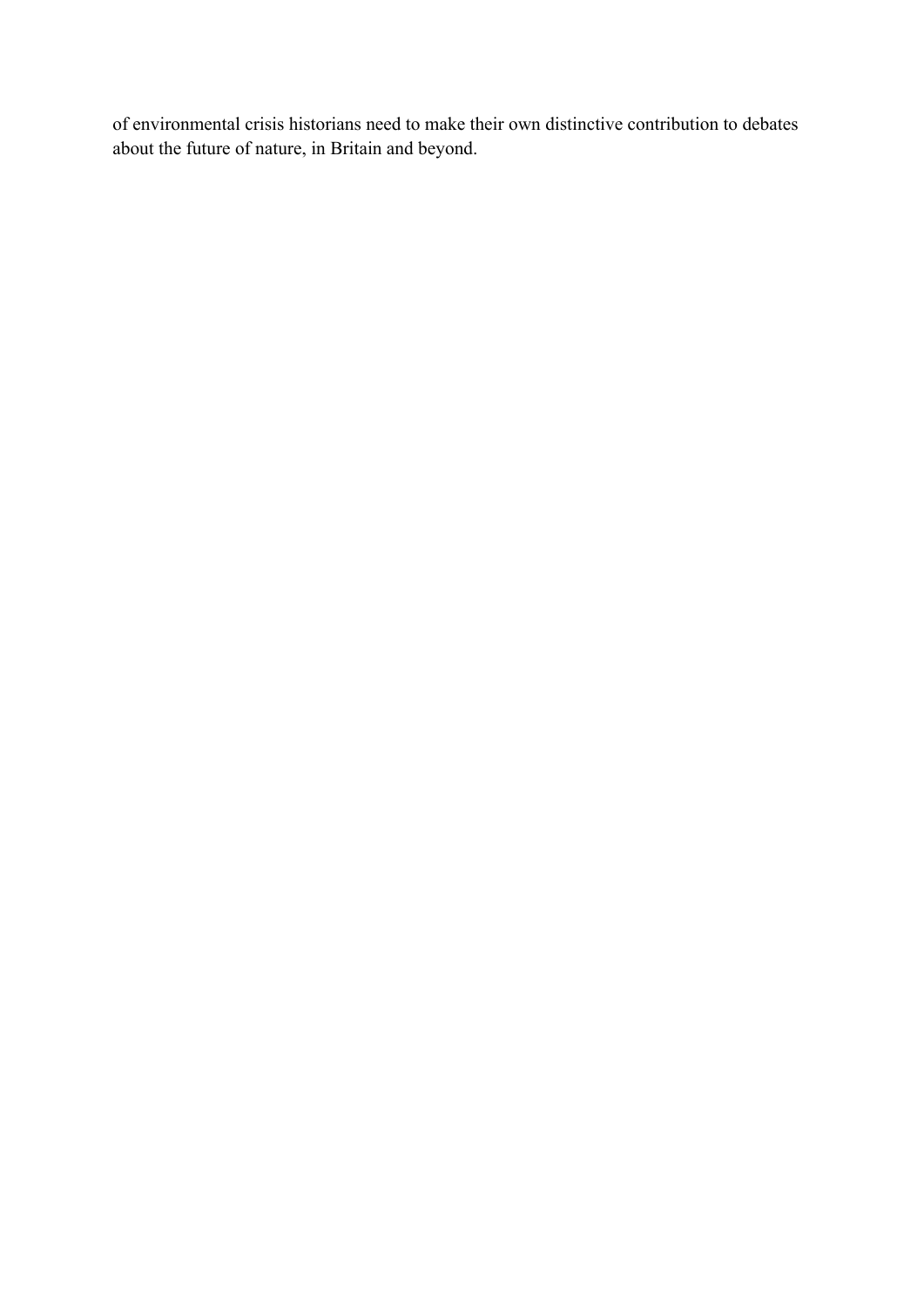of environmental crisis historians need to make their own distinctive contribution to debates about the future of nature, in Britain and beyond.